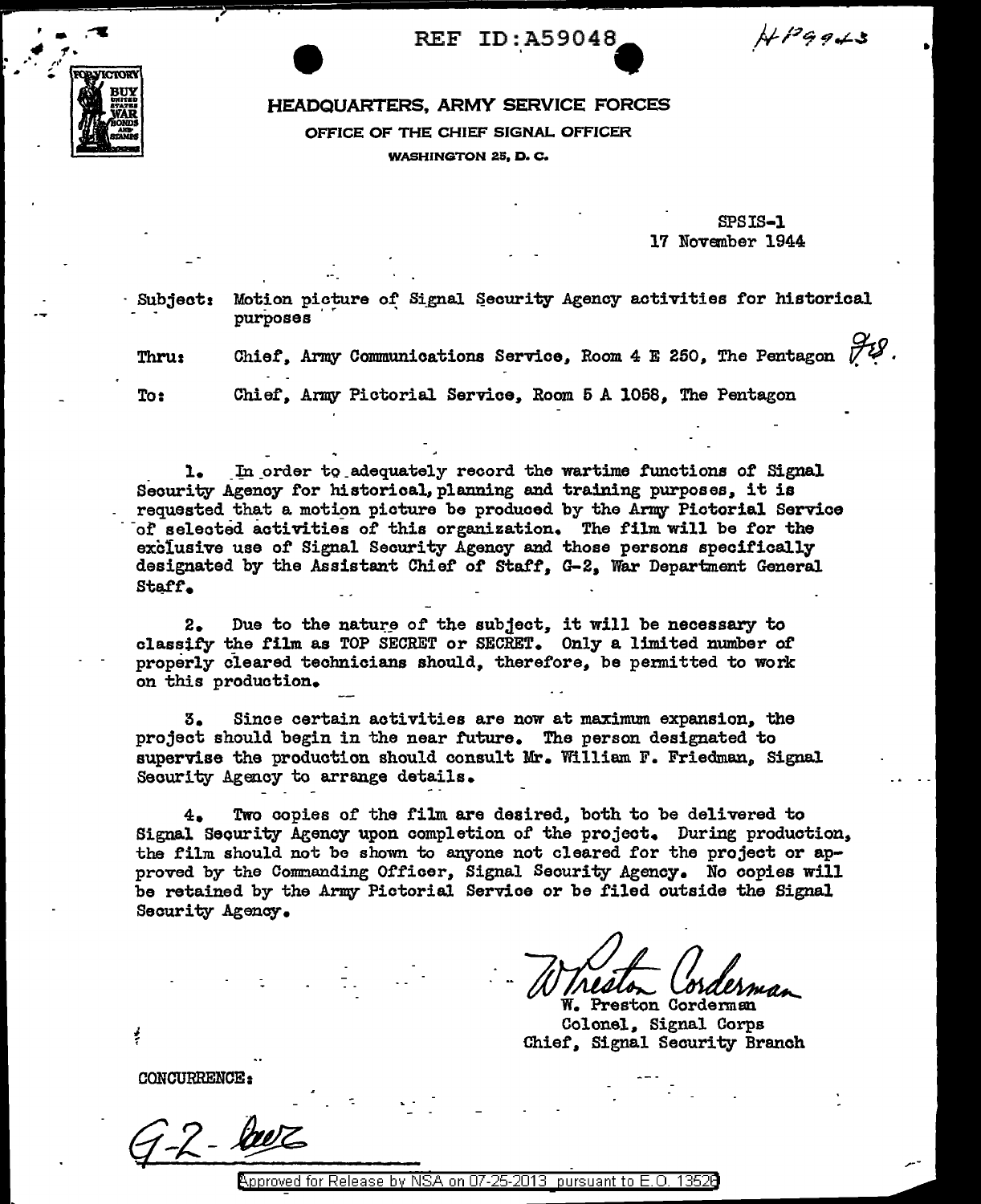REF ID:A59048

HEADQUARTERS, ARMY SERVICE FORCES
OFFICE OF THE CHIEF SIGNAL OFFICER
WASHINGTON 25, D. C.

SPSIS-1
17 November 1944

Subject: Motion picture of Signal Security Agency activities for historical purposes

Thru: Chief, Army Communications Service, Room 4 E 250, The Pentagon

To: Chief, Army Pictorial Service, Room 5 A 1058, The Pentagon

1. In order to adequately record the wartime functions of Signal Security Agency for historical, planning and training purposes, it is requested that a motion picture be produced by the Army Pictorial Service of selected activities of this organization. The film will be for the exclusive use of Signal Security Agency and those persons specifically designated by the Assistant Chief of Staff, G-2, War Department General Staff.

2. Due to the nature of the subject, it will be necessary to classify the film as TOP SECRET or SECRET. Only a limited number of properly cleared technicians should, therefore, be permitted to work on this production.

3. Since certain activities are now at maximum expansion, the project should begin in the near future. The person designated to supervise the production should consult Mr. William F. Friedman, Signal Security Agency to arrange details.

4. Two copies of the film are desired, both to be delivered to Signal Security Agency upon completion of the project. During production, the film should not be shown to anyone not cleared for the project or approved by the Commanding Officer, Signal Security Agency. No copies will be retained by the Army Pictorial Service or be filed outside the Signal Security Agency.

W. Preston Corderman
Colonel, Signal Corps
Chief, Signal Security Branch

CONCURRENCE:

G-2 - [signature]

Approved for Release by NSA on 07-25-2013 pursuant to E.O. 13526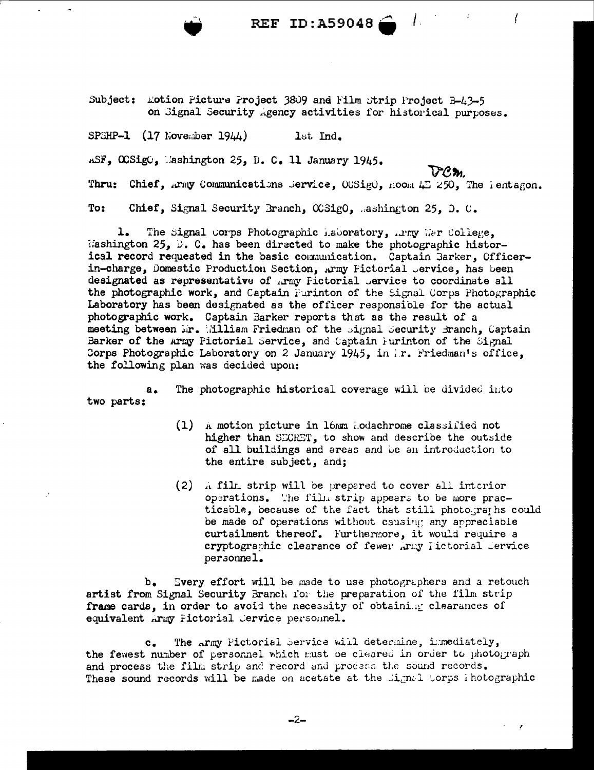Subject: Motion Picture Project 3809 and Film Strip Project B-43-5 on Signal Security Agency activities for historical purposes.

SPSHP-1 (17 November 1944) 1st Ind.

ASF, OCSigO, Washington 25, D. C. 11 January 1945.

VCM.

Thru: Chief, Army Communications Service, OCSigO, Room 4E 250, The Pentagon.

To: Chief, Signal Security Branch, OCSigO, Washington 25, D. C.

1. The Signal Corps Photographic Laboratory, Army War College, Washington 25, D. C. has been directed to make the photographic historical record requested in the basic communication. Captain Barker, Officer-in-charge, Domestic Production Section, Army Pictorial Service, has been designated as representative of Army Pictorial Service to coordinate all the photographic work, and Captain Furinton of the Signal Corps Photographic Laboratory has been designated as the officer responsible for the actual photographic work. Captain Barker reports that as the result of a meeting between Mr. William Friedman of the Signal Security Branch, Captain Barker of the Army Pictorial Service, and Captain Furinton of the Signal Corps Photographic Laboratory on 2 January 1945, in Mr. Friedman's office, the following plan was decided upon:

a. The photographic historical coverage will be divided into two parts:

(1) A motion picture in 16mm Kodachrome classified not higher than SECRET, to show and describe the outside of all buildings and areas and be an introduction to the entire subject, and;

(2) A film strip will be prepared to cover all interior operations. The film strip appears to be more practicable, because of the fact that still photographs could be made of operations without causing any appreciable curtailment thereof. Furthermore, it would require a cryptographic clearance of fewer Army Pictorial Service personnel.

b. Every effort will be made to use photographers and a retouch artist from Signal Security Branch for the preparation of the film strip frame cards, in order to avoid the necessity of obtaining clearances of equivalent Army Pictorial Service personnel.

c. The Army Pictorial Service will determine, immediately, the fewest number of personnel which must be cleared in order to photograph and process the film strip and record and process the sound records. These sound records will be made on acetate at the Signal Corps Photographic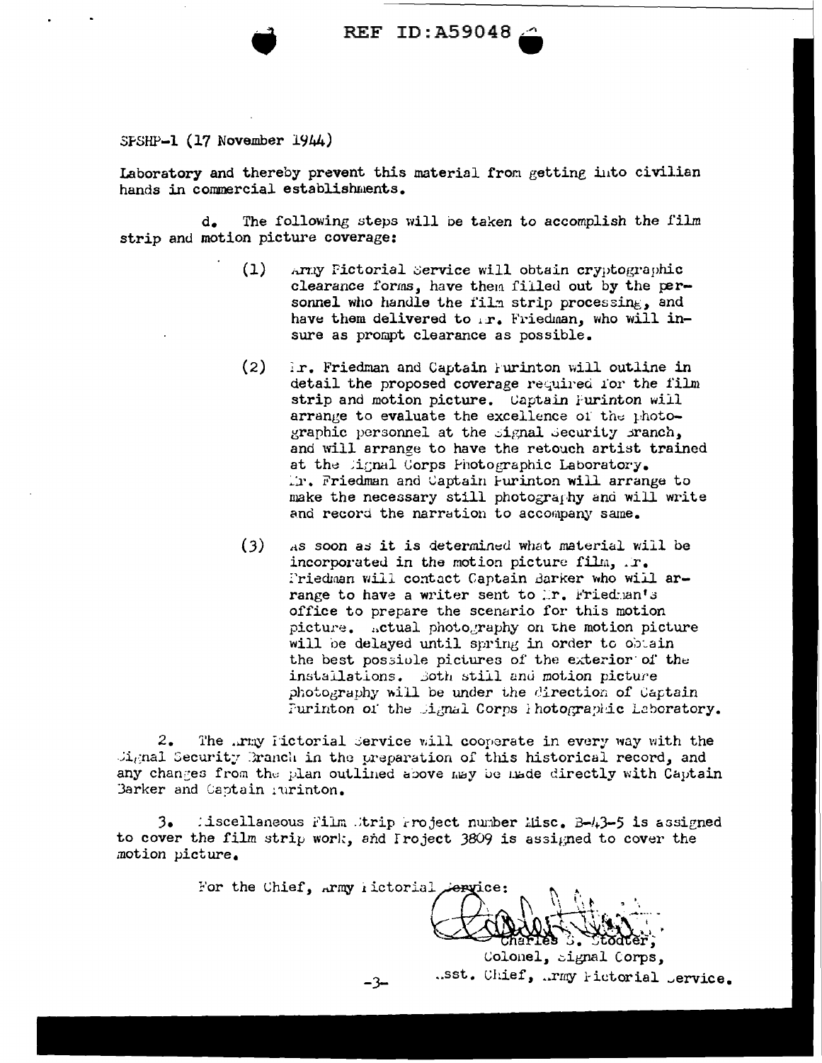SPSHP-1 (17 November 1944)

Laboratory and thereby prevent this material from getting into civilian hands in commercial establishments.

d. The following steps will be taken to accomplish the film strip and motion picture coverage:

(1) Army Pictorial Service will obtain cryptographic clearance forms, have them filled out by the personnel who handle the film strip processing, and have them delivered to Mr. Friedman, who will insure as prompt clearance as possible.

(2) Mr. Friedman and Captain Furinton will outline in detail the proposed coverage required for the film strip and motion picture. Captain Furinton will arrange to evaluate the excellence of the photographic personnel at the Signal Security Branch, and will arrange to have the retouch artist trained at the Signal Corps Photographic Laboratory. Mr. Friedman and Captain Furinton will arrange to make the necessary still photography and will write and record the narration to accompany same.

(3) As soon as it is determined what material will be incorporated in the motion picture film, Mr. Friedman will contact Captain Barker who will arrange to have a writer sent to Mr. Friedman's office to prepare the scenario for this motion picture. Actual photography on the motion picture will be delayed until spring in order to obtain the best possible pictures of the exterior of the installations. Both still and motion picture photography will be under the direction of Captain Furinton of the Signal Corps Photographic Laboratory.

2. The Army Pictorial Service will cooperate in every way with the Signal Security Branch in the preparation of this historical record, and any changes from the plan outlined above may be made directly with Captain Barker and Captain Furinton.

3. Miscellaneous Film Strip Project number Misc. B-43-5 is assigned to cover the film strip work, and Project 3809 is assigned to cover the motion picture.

For the Chief, Army Pictorial Service:

Charles S. Stodter,
Colonel, Signal Corps,
Asst. Chief, Army Pictorial Service.